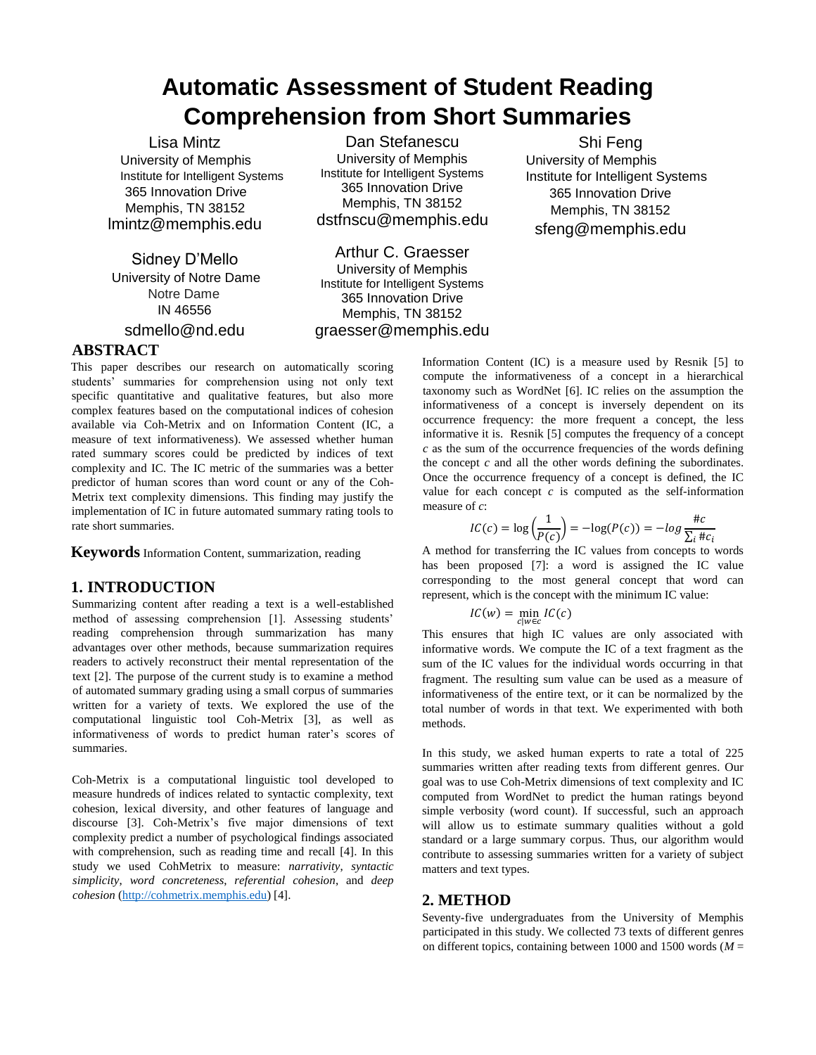# Automatic Assessment of Student Reading Comprehension from Short Summaries

Lisa Mintz
University of Memphis
Institute for Intelligent Systems
365 Innovation Drive
Memphis, TN 38152
lmintz@memphis.edu

Dan Stefanescu
University of Memphis
Institute for Intelligent Systems
365 Innovation Drive
Memphis, TN 38152
dstfnscu@memphis.edu

Shi Feng
University of Memphis
Institute for Intelligent Systems
365 Innovation Drive
Memphis, TN 38152
sfeng@memphis.edu

Sidney D'Mello
University of Notre Dame
Notre Dame
IN 46556
sdmello@nd.edu

Arthur C. Graesser
University of Memphis
Institute for Intelligent Systems
365 Innovation Drive
Memphis, TN 38152
graesser@memphis.edu

## ABSTRACT

This paper describes our research on automatically scoring students' summaries for comprehension using not only text specific quantitative and qualitative features, but also more complex features based on the computational indices of cohesion available via Coh-Metrix and on Information Content (IC, a measure of text informativeness). We assessed whether human rated summary scores could be predicted by indices of text complexity and IC. The IC metric of the summaries was a better predictor of human scores than word count or any of the Coh-Metrix text complexity dimensions. This finding may justify the implementation of IC in future automated summary rating tools to rate short summaries.

**Keywords** Information Content, summarization, reading

## 1. INTRODUCTION

Summarizing content after reading a text is a well-established method of assessing comprehension [1]. Assessing students' reading comprehension through summarization has many advantages over other methods, because summarization requires readers to actively reconstruct their mental representation of the text [2]. The purpose of the current study is to examine a method of automated summary grading using a small corpus of summaries written for a variety of texts. We explored the use of the computational linguistic tool Coh-Metrix [3], as well as informativeness of words to predict human rater's scores of summaries.

Coh-Metrix is a computational linguistic tool developed to measure hundreds of indices related to syntactic complexity, text cohesion, lexical diversity, and other features of language and discourse [3]. Coh-Metrix's five major dimensions of text complexity predict a number of psychological findings associated with comprehension, such as reading time and recall [4]. In this study we used CohMetrix to measure: *narrativity*, *syntactic simplicity*, *word concreteness*, *referential cohesion*, and *deep cohesion* (http://cohmetrix.memphis.edu) [4].

Information Content (IC) is a measure used by Resnik [5] to compute the informativeness of a concept in a hierarchical taxonomy such as WordNet [6]. IC relies on the assumption the informativeness of a concept is inversely dependent on its occurrence frequency: the more frequent a concept, the less informative it is. Resnik [5] computes the frequency of a concept $c$ as the sum of the occurrence frequencies of the words defining the concept $c$ and all the other words defining the subordinates. Once the occurrence frequency of a concept is defined, the IC value for each concept $c$ is computed as the self-information measure of $c$:

$$IC(c) = \log\left(\frac{1}{P(c)}\right) = -\log(P(c)) = -log\,\frac{\#c}{\sum_i \#c_i}$$

A method for transferring the IC values from concepts to words has been proposed [7]: a word is assigned the IC value corresponding to the most general concept that word can represent, which is the concept with the minimum IC value:

$$IC(w) = \min_{c|w\in c} IC(c)$$

This ensures that high IC values are only associated with informative words. We compute the IC of a text fragment as the sum of the IC values for the individual words occurring in that fragment. The resulting sum value can be used as a measure of informativeness of the entire text, or it can be normalized by the total number of words in that text. We experimented with both methods.

In this study, we asked human experts to rate a total of 225 summaries written after reading texts from different genres. Our goal was to use Coh-Metrix dimensions of text complexity and IC computed from WordNet to predict the human ratings beyond simple verbosity (word count). If successful, such an approach will allow us to estimate summary qualities without a gold standard or a large summary corpus. Thus, our algorithm would contribute to assessing summaries written for a variety of subject matters and text types.

## 2. METHOD

Seventy-five undergraduates from the University of Memphis participated in this study. We collected 73 texts of different genres on different topics, containing between 1000 and 1500 words (*M* =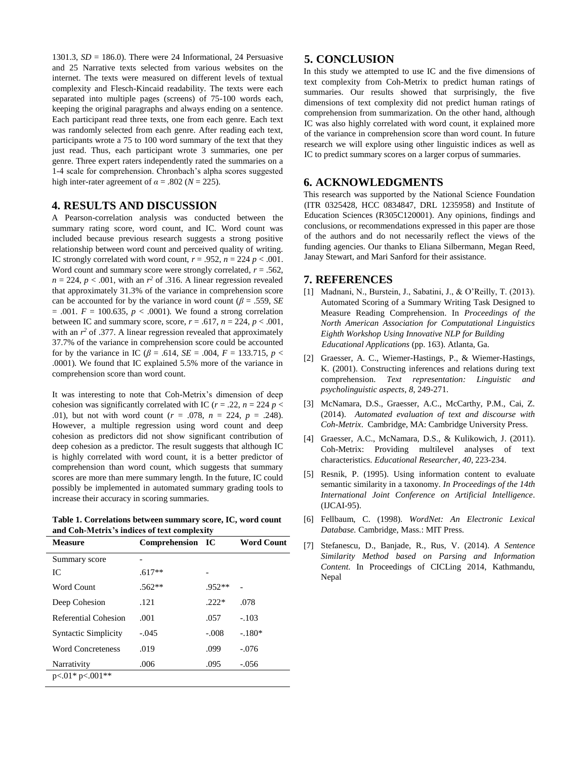1301.3, *SD* = 186.0). There were 24 Informational, 24 Persuasive and 25 Narrative texts selected from various websites on the internet. The texts were measured on different levels of textual complexity and Flesch-Kincaid readability. The texts were each separated into multiple pages (screens) of 75-100 words each, keeping the original paragraphs and always ending on a sentence. Each participant read three texts, one from each genre. Each text was randomly selected from each genre. After reading each text, participants wrote a 75 to 100 word summary of the text that they just read. Thus, each participant wrote 3 summaries, one per genre. Three expert raters independently rated the summaries on a 1-4 scale for comprehension. Chronbach's alpha scores suggested high inter-rater agreement of $\alpha = .802$ ($N = 225$).

## 4. RESULTS AND DISCUSSION

A Pearson-correlation analysis was conducted between the summary rating score, word count, and IC. Word count was included because previous research suggests a strong positive relationship between word count and perceived quality of writing. IC strongly correlated with word count, $r = .952$, $n = 224$ $p < .001$. Word count and summary score were strongly correlated, $r = .562$, $n = 224$, $p < .001$, with an $r^2$ of .316. A linear regression revealed that approximately 31.3% of the variance in comprehension score can be accounted for by the variance in word count ($\beta = .559$, $SE = .001$. $F = 100.635$, $p < .0001$). We found a strong correlation between IC and summary score, score, $r = .617$, $n = 224$, $p < .001$, with an $r^2$ of .377. A linear regression revealed that approximately 37.7% of the variance in comprehension score could be accounted for by the variance in IC ($\beta = .614$, $SE = .004$, $F = 133.715$, $p < .0001$). We found that IC explained 5.5% more of the variance in comprehension score than word count.

It was interesting to note that Coh-Metrix's dimension of deep cohesion was significantly correlated with IC ($r = .22$, $n = 224$ $p < .01$), but not with word count ($r = .078$, $n = 224$, $p = .248$). However, a multiple regression using word count and deep cohesion as predictors did not show significant contribution of deep cohesion as a predictor. The result suggests that although IC is highly correlated with word count, it is a better predictor of comprehension than word count, which suggests that summary scores are more than mere summary length. In the future, IC could possibly be implemented in automated summary grading tools to increase their accuracy in scoring summaries.

**Table 1. Correlations between summary score, IC, word count and Coh-Metrix's indices of text complexity**

| Measure | Comprehension | IC | Word Count |
|---|---|---|---|
| Summary score | - | | |
| IC | .617** | - | |
| Word Count | .562** | .952** | - |
| Deep Cohesion | .121 | .222* | .078 |
| Referential Cohesion | .001 | .057 | -.103 |
| Syntactic Simplicity | -.045 | -.008 | -.180* |
| Word Concreteness | .019 | .099 | -.076 |
| Narrativity | .006 | .095 | -.056 |

p<.01* p<.001**

## 5. CONCLUSION

In this study we attempted to use IC and the five dimensions of text complexity from Coh-Metrix to predict human ratings of summaries. Our results showed that surprisingly, the five dimensions of text complexity did not predict human ratings of comprehension from summarization. On the other hand, although IC was also highly correlated with word count, it explained more of the variance in comprehension score than word count. In future research we will explore using other linguistic indices as well as IC to predict summary scores on a larger corpus of summaries.

## 6. ACKNOWLEDGMENTS

This research was supported by the National Science Foundation (ITR 0325428, HCC 0834847, DRL 1235958) and Institute of Education Sciences (R305C120001). Any opinions, findings and conclusions, or recommendations expressed in this paper are those of the authors and do not necessarily reflect the views of the funding agencies. Our thanks to Eliana Silbermann, Megan Reed, Janay Stewart, and Mari Sanford for their assistance.

## 7. REFERENCES

[1] Madnani, N., Burstein, J., Sabatini, J., & O'Reilly, T. (2013). Automated Scoring of a Summary Writing Task Designed to Measure Reading Comprehension. In *Proceedings of the North American Association for Computational Linguistics Eighth Workshop Using Innovative NLP for Building Educational Applications* (pp. 163). Atlanta, Ga.

[2] Graesser, A. C., Wiemer-Hastings, P., & Wiemer-Hastings, K. (2001). Constructing inferences and relations during text comprehension. *Text representation: Linguistic and psycholinguistic aspects*, *8*, 249-271.

[3] McNamara, D.S., Graesser, A.C., McCarthy, P.M., Cai, Z. (2014). *Automated evaluation of text and discourse with Coh-Metrix*. Cambridge, MA: Cambridge University Press.

[4] Graesser, A.C., McNamara, D.S., & Kulikowich, J. (2011). Coh-Metrix: Providing multilevel analyses of text characteristics. *Educational Researcher*, *40*, 223-234.

[5] Resnik, P. (1995). Using information content to evaluate semantic similarity in a taxonomy. *In Proceedings of the 14th International Joint Conference on Artificial Intelligence*. (IJCAI-95).

[6] Fellbaum, C. (1998). *WordNet: An Electronic Lexical Database.* Cambridge, Mass.: MIT Press.

[7] Stefanescu, D., Banjade, R., Rus, V. (2014). *A Sentence Similarity Method based on Parsing and Information Content.* In Proceedings of CICLing 2014, Kathmandu, Nepal